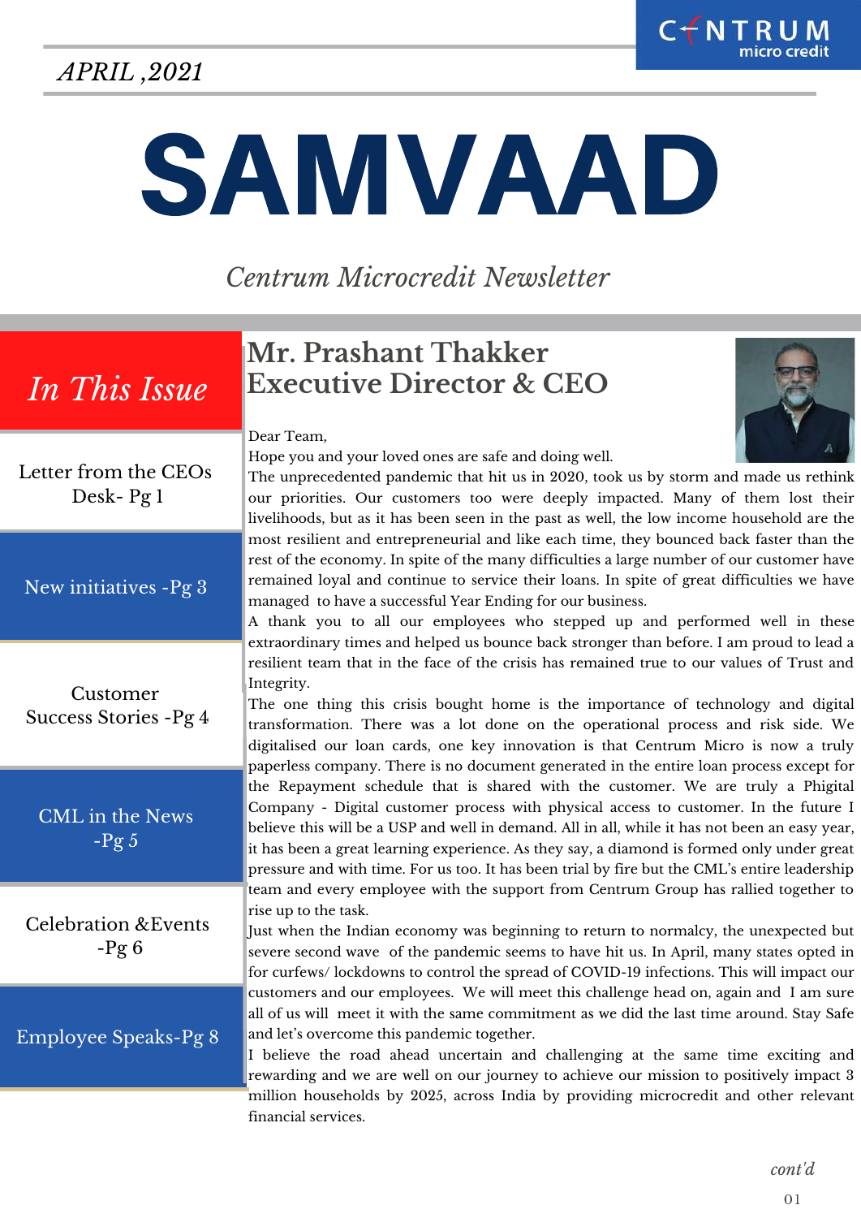APRIL ,2021

# SAMVAAD

*Centrum Microcredit Newsletter*

## *In This Issue*

- Letter from the CEOs Desk- Pg 1
- New initiatives -Pg 3
- Customer Success Stories -Pg 4
- CML in the News -Pg 5
- Celebration &Events -Pg 6
- Employee Speaks-Pg 8

## Mr. Prashant Thakker Executive Director & CEO

Dear Team,

Hope you and your loved ones are safe and doing well.

The unprecedented pandemic that hit us in 2020, took us by storm and made us rethink our priorities. Our customers too were deeply impacted. Many of them lost their livelihoods, but as it has been seen in the past as well, the low income household are the most resilient and entrepreneurial and like each time, they bounced back faster than the rest of the economy. In spite of the many difficulties a large number of our customer have remained loyal and continue to service their loans. In spite of great difficulties we have managed to have a successful Year Ending for our business.

A thank you to all our employees who stepped up and performed well in these extraordinary times and helped us bounce back stronger than before. I am proud to lead a resilient team that in the face of the crisis has remained true to our values of Trust and Integrity.

The one thing this crisis bought home is the importance of technology and digital transformation. There was a lot done on the operational process and risk side. We digitalised our loan cards, one key innovation is that Centrum Micro is now a truly paperless company. There is no document generated in the entire loan process except for the Repayment schedule that is shared with the customer. We are truly a Phigital Company - Digital customer process with physical access to customer. In the future I believe this will be a USP and well in demand. All in all, while it has not been an easy year, it has been a great learning experience. As they say, a diamond is formed only under great pressure and with time. For us too. It has been trial by fire but the CML's entire leadership team and every employee with the support from Centrum Group has rallied together to rise up to the task.

Just when the Indian economy was beginning to return to normalcy, the unexpected but severe second wave of the pandemic seems to have hit us. In April, many states opted in for curfews/ lockdowns to control the spread of COVID-19 infections. This will impact our customers and our employees. We will meet this challenge head on, again and I am sure all of us will meet it with the same commitment as we did the last time around. Stay Safe and let's overcome this pandemic together.

I believe the road ahead uncertain and challenging at the same time exciting and rewarding and we are well on our journey to achieve our mission to positively impact 3 million households by 2025, across India by providing microcredit and other relevant financial services.

*cont'd*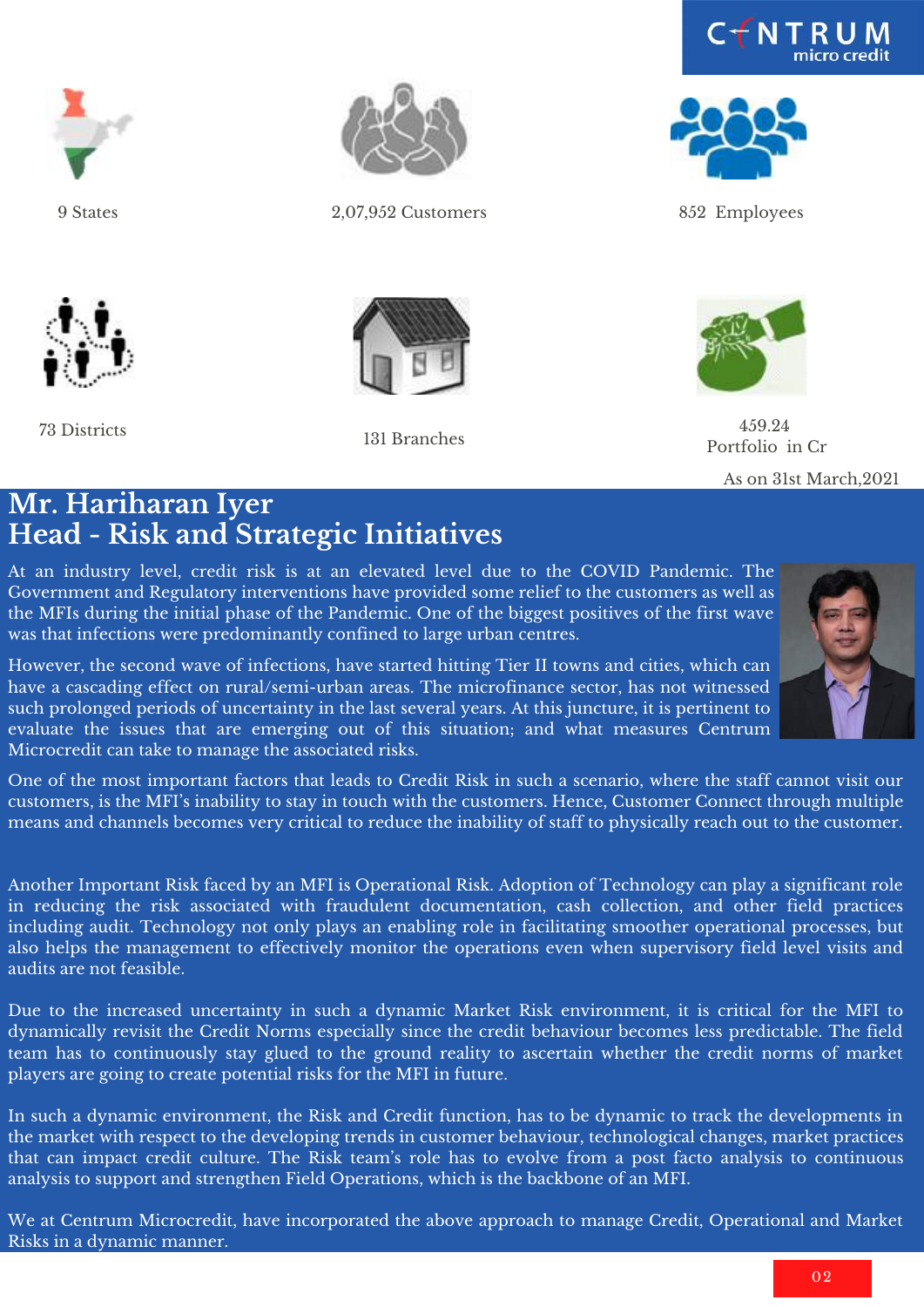9 States

2,07,952 Customers

852 Employees

73 Districts

131 Branches

459.24
Portfolio in Cr

As on 31st March,2021

# Mr. Hariharan Iyer
# Head - Risk and Strategic Initiatives

At an industry level, credit risk is at an elevated level due to the COVID Pandemic. The Government and Regulatory interventions have provided some relief to the customers as well as the MFIs during the initial phase of the Pandemic. One of the biggest positives of the first wave was that infections were predominantly confined to large urban centres.

However, the second wave of infections, have started hitting Tier II towns and cities, which can have a cascading effect on rural/semi-urban areas. The microfinance sector, has not witnessed such prolonged periods of uncertainty in the last several years. At this juncture, it is pertinent to evaluate the issues that are emerging out of this situation; and what measures Centrum Microcredit can take to manage the associated risks.

One of the most important factors that leads to Credit Risk in such a scenario, where the staff cannot visit our customers, is the MFI's inability to stay in touch with the customers. Hence, Customer Connect through multiple means and channels becomes very critical to reduce the inability of staff to physically reach out to the customer.

Another Important Risk faced by an MFI is Operational Risk. Adoption of Technology can play a significant role in reducing the risk associated with fraudulent documentation, cash collection, and other field practices including audit. Technology not only plays an enabling role in facilitating smoother operational processes, but also helps the management to effectively monitor the operations even when supervisory field level visits and audits are not feasible.

Due to the increased uncertainty in such a dynamic Market Risk environment, it is critical for the MFI to dynamically revisit the Credit Norms especially since the credit behaviour becomes less predictable. The field team has to continuously stay glued to the ground reality to ascertain whether the credit norms of market players are going to create potential risks for the MFI in future.

In such a dynamic environment, the Risk and Credit function, has to be dynamic to track the developments in the market with respect to the developing trends in customer behaviour, technological changes, market practices that can impact credit culture. The Risk team's role has to evolve from a post facto analysis to continuous analysis to support and strengthen Field Operations, which is the backbone of an MFI.

We at Centrum Microcredit, have incorporated the above approach to manage Credit, Operational and Market Risks in a dynamic manner.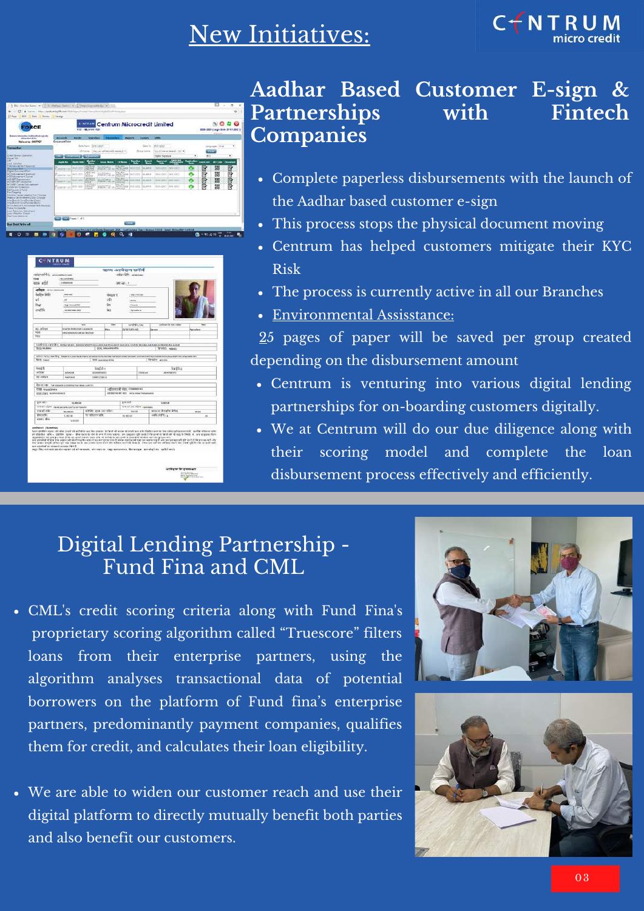# New Initiatives:

## Aadhar Based Customer E-sign & Partnerships with Fintech Companies

- Complete paperless disbursements with the launch of the Aadhar based customer e-sign
- This process stops the physical document moving
- Centrum has helped customers mitigate their KYC Risk
- The process is currently active in all our Branches
- Environmental Assisstance:

25 pages of paper will be saved per group created depending on the disbursement amount

- Centrum is venturing into various digital lending partnerships for on-boarding customers digitally.
- We at Centrum will do our due diligence along with their scoring model and complete the loan disbursement process effectively and efficiently.

## Digital Lending Partnership - Fund Fina and CML

- CML's credit scoring criteria along with Fund Fina's proprietary scoring algorithm called "Truescore" filters loans from their enterprise partners, using the algorithm analyses transactional data of potential borrowers on the platform of Fund fina's enterprise partners, predominantly payment companies, qualifies them for credit, and calculates their loan eligibility.

- We are able to widen our customer reach and use their digital platform to directly mutually benefit both parties and also benefit our customers.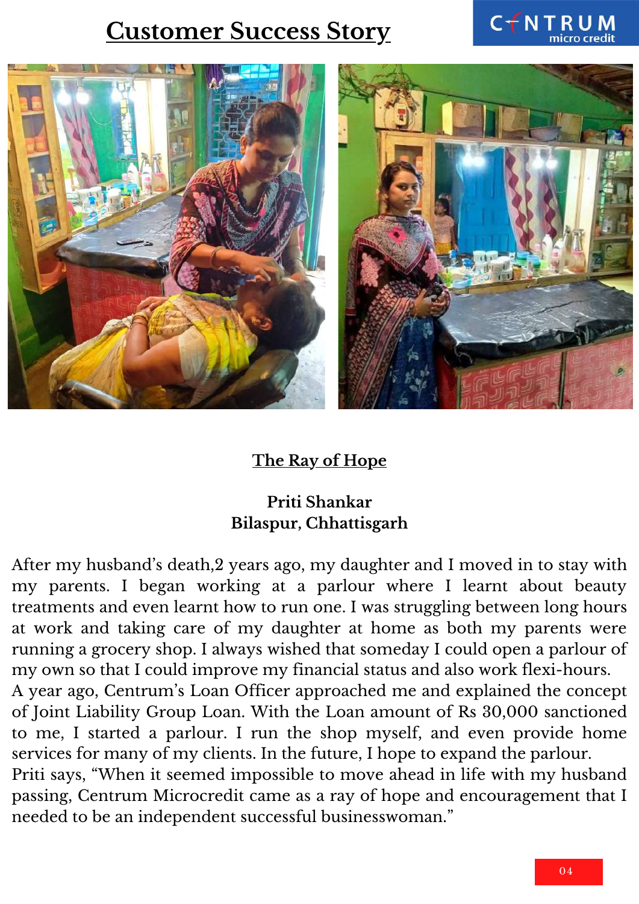# Customer Success Story

## The Ray of Hope

**Priti Shankar**
**Bilaspur, Chhattisgarh**

After my husband's death,2 years ago, my daughter and I moved in to stay with my parents. I began working at a parlour where I learnt about beauty treatments and even learnt how to run one. I was struggling between long hours at work and taking care of my daughter at home as both my parents were running a grocery shop. I always wished that someday I could open a parlour of my own so that I could improve my financial status and also work flexi-hours.
A year ago, Centrum's Loan Officer approached me and explained the concept of Joint Liability Group Loan. With the Loan amount of Rs 30,000 sanctioned to me, I started a parlour. I run the shop myself, and even provide home services for many of my clients. In the future, I hope to expand the parlour.
Priti says, "When it seemed impossible to move ahead in life with my husband passing, Centrum Microcredit came as a ray of hope and encouragement that I needed to be an independent successful businesswoman."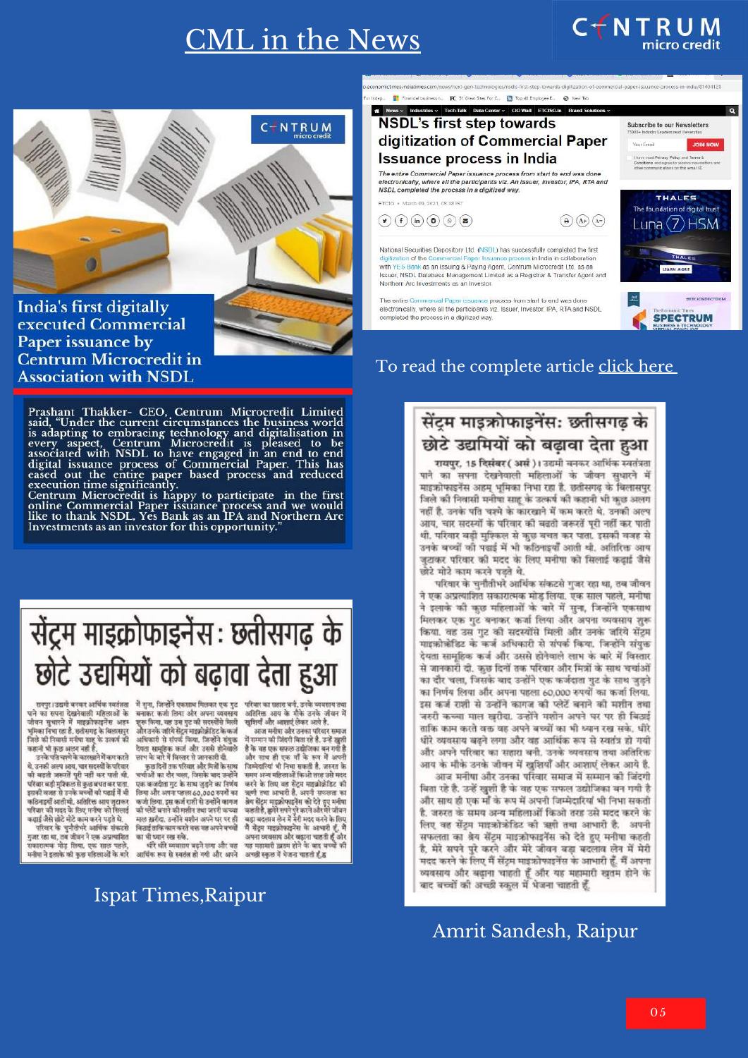# CML in the News

## India's first digitally executed Commercial Paper issuance by Centrum Microcredit in Association with NSDL

Prashant Thakker- CEO, Centrum Microcredit Limited said, "Under the current circumstances the business world is adapting to embracing technology and digitalisation in every aspect, Centrum Microcredit is pleased to be associated with NSDL to have engaged in an end to end digital issuance process of Commercial Paper. This has eased out the entire paper based process and reduced execution time significantly.
Centrum Microcredit is happy to participate in the first online Commercial Paper issuance process and we would like to thank NSDL, Yes Bank as an IPA and Northern Arc Investments as an investor for this opportunity."

### NSDL's first step towards digitization of Commercial Paper Issuance process in India

*The entire Commercial Paper issuance process from start to end was done electronically, where all the participants viz. An issuer, investor, IPA, RTA and NSDL completed the process in a digitized way.*

ETCIO • March 09, 2021, 08:18 IST

National Securities Depository Ltd. (NSDL) has successfully completed the first digitization of the Commercial Paper issuance process in India in collaboration with YES Bank as an Issuing & Paying Agent, Centrum Microcredit Ltd. as an Issuer, NSDL Database Management Limited as a Registrar & Transfer Agent and Northern Arc Investments as an Investor.

The entire Commercial Paper issuance process from start to end was done electronically, where all the participants viz. Issuer, Investor, IPA, RTA and NSDL completed the process in a digitized way.

To read the complete article click here

## सेंट्रम माइक्रोफाइनेंस: छत्तीसगढ़ के छोटे उद्यमियों को बढ़ावा देता हुआ

रायपुर, 15 दिसंबर ( असं )। उद्यमी बनकर आर्थिक स्वतंत्रता पाने का सपना देखनेवाली महिलाओं के जीवन सुधारने में माइक्रोफाइनेंस अहम भूमिका निभा रहा है. छत्तीसगढ़ के बिलासपुर जिले की निवासी मनीषा साहू के उत्कर्ष की कहानी भी कुछ अलग नहीं है. उनके पति चश्मे के कारखाने में काम करते थे. उनकी अल्प आय, चार सदस्यों के परिवार की बढ़ती जरूरतें पूरी नहीं कर पाती थी. परिवार बड़ी मुश्किल से कुछ बचत कर पाता. इसकी वजह से उनके बच्चों की पढ़ाई में भी कठिनाइयाँ आती थी. अतिरिक्त आय जुटाकर परिवार की मदद के लिए मनीषा को सिलाई कढ़ाई जैसे छोटे मोटे काम करने पड़ते थे.

परिवार के चुनौतीभरे आर्थिक संकटसे गुजर रहा था, तब जीवन ने एक अप्रत्याशित सकारात्मक मोड़ लिया. एक साल पहले, मनीषा ने इलाके की कुछ महिलाओं के बारे में सुना, जिन्होंने एकसाथ मिलकर एक गुट बनाकर कर्जा लिया और अपना व्यवसाय शुरू किया. वह उस गुट की सदस्योंसे मिली और उनके जरिये सेंट्रम माइक्रोक्रेडिट के कर्ज अधिकारी से संपर्क किया, जिन्होंने संयुक्त देयता सामूहिक कर्ज और उससे होनेवाले लाभ के बारे में विस्तार से जानकारी दी. कुछ दिनों तक परिवार और मित्रों के साथ चर्चाओं का दौर चला, जिसके बाद उन्होंने एक कर्जदाता गुट के साथ जुड़ने का निर्णय लिया और अपना पहला 60,000 रुपयों का कर्जा लिया. इस कर्ज राशी से उन्होंने कागज की प्लेटें बनाने की मशीन तथा जरूरी कच्चा माल खरीदा. उन्होंने मशीन अपने घर पर ही बिठाई ताकि काम करते वक्त वह अपने बच्चों का भी ध्यान रख सके. धीरे धीरे व्यवसाय बढ़ने लगा और वह आर्थिक रूप से स्वतंत्र हो गयी और अपने परिवार का सहारा बनी. उनके व्यवसाय तथा अतिरिक्त आय के मौके उनके जीवन में खुशियाँ और आशाएं लेकर आये है.

आज मनीषा और उनका परिवार समाज में सम्मान की जिंदगी बिता रहे है. उन्हें खुशी है के वह एक सफल उद्योजिका बन गयी है और साथ ही एक माँ के रूप में अपनी जिम्मेदारियाँ भी निभा सकती है. जरुरत के समय अन्य महिलाओं किस्से तरह उसे मदद करने के लिए वह सेंट्रम माइक्रोक्रेडिट की ऋणी तथा आभारी है. अपनी सफलता का श्रेय सेंट्रम माइक्रोफाइनेंस को देते हुए मनीषा कहती है, मेरे सपने पूरे करने और मेरे जीवन बड़ा बदलाव लेन में मेरी मदद करने के लिए मैं सेंट्रम माइक्रोफाइनेंस के आभारी हूँ. मैं अपना व्यवसाय और बढ़ाना चाहती हूँ और यह महामारी खत्म होने के बाद बच्चों को अच्छी स्कूल में भेजना चाहती हूँ.

Ispat Times, Raipur

Amrit Sandesh, Raipur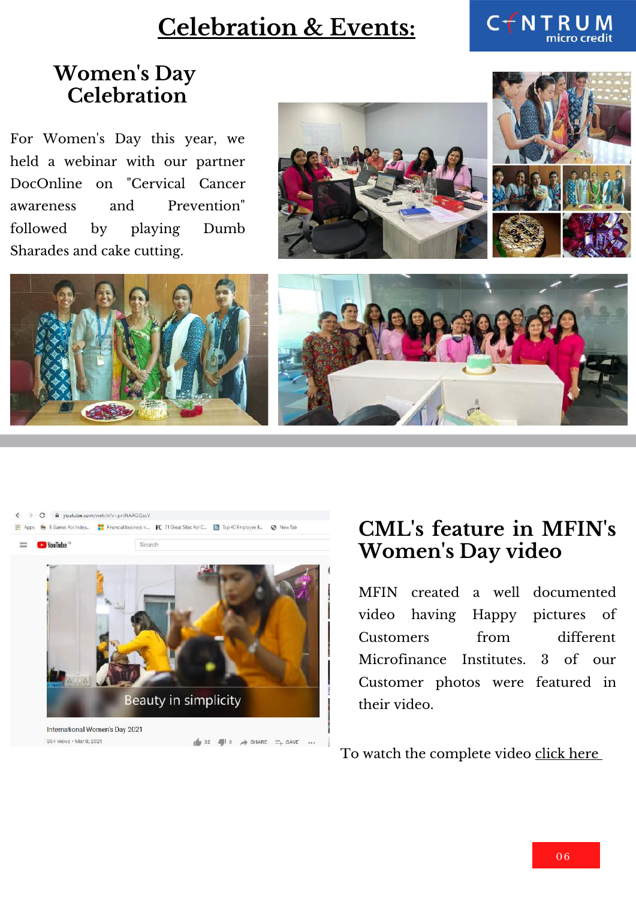# Celebration & Events:

## Women's Day Celebration

For Women's Day this year, we held a webinar with our partner DocOnline on "Cervical Cancer awareness and Prevention" followed by playing Dumb Sharades and cake cutting.

## CML's feature in MFIN's Women's Day video

MFIN created a well documented video having Happy pictures of Customers from different Microfinance Institutes. 3 of our Customer photos were featured in their video.

To watch the complete video click here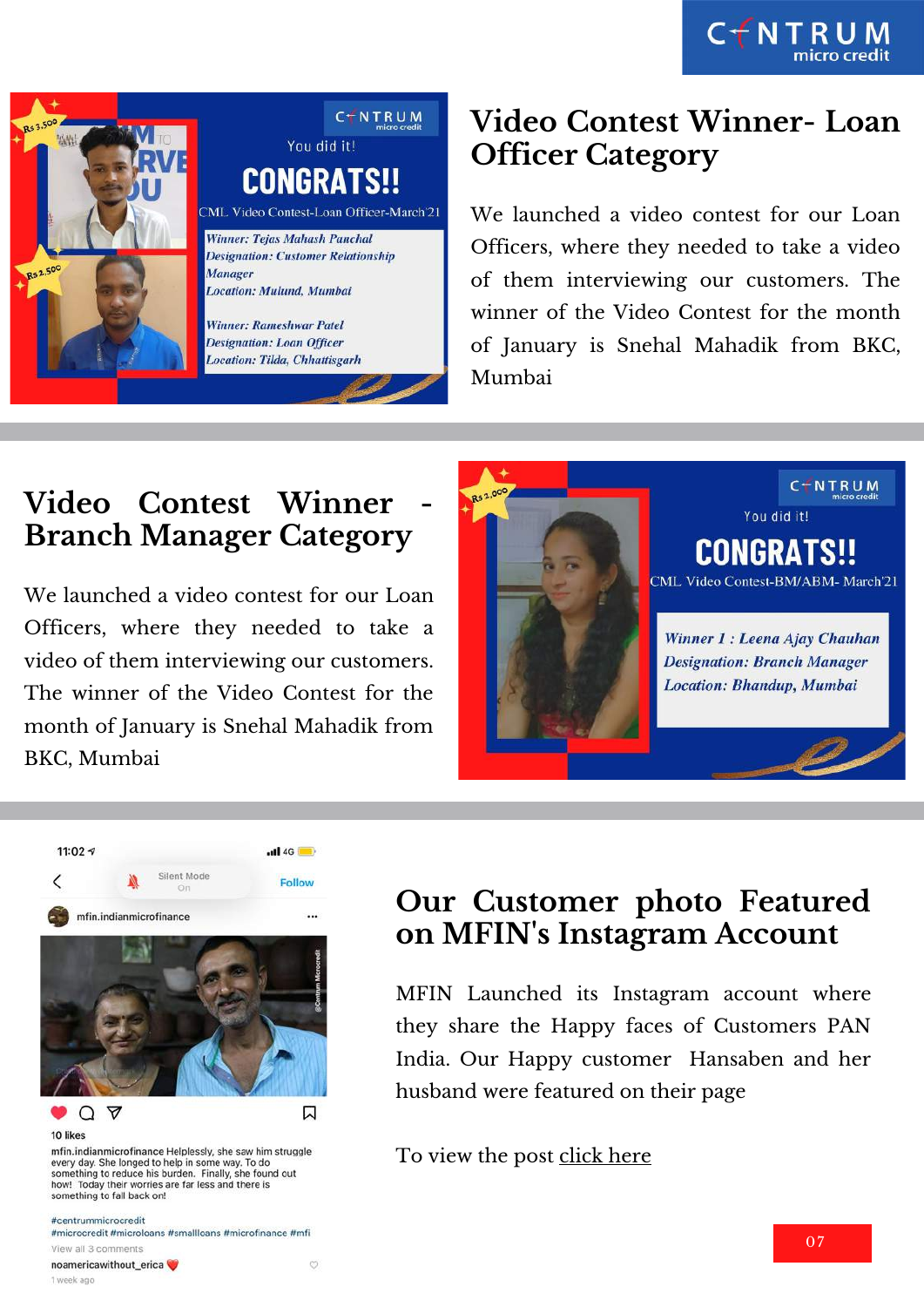## Video Contest Winner- Loan Officer Category

We launched a video contest for our Loan Officers, where they needed to take a video of them interviewing our customers. The winner of the Video Contest for the month of January is Snehal Mahadik from BKC, Mumbai

## Video Contest Winner - Branch Manager Category

We launched a video contest for our Loan Officers, where they needed to take a video of them interviewing our customers. The winner of the Video Contest for the month of January is Snehal Mahadik from BKC, Mumbai

## Our Customer photo Featured on MFIN's Instagram Account

MFIN Launched its Instagram account where they share the Happy faces of Customers PAN India. Our Happy customer Hansaben and her husband were featured on their page

To view the post click here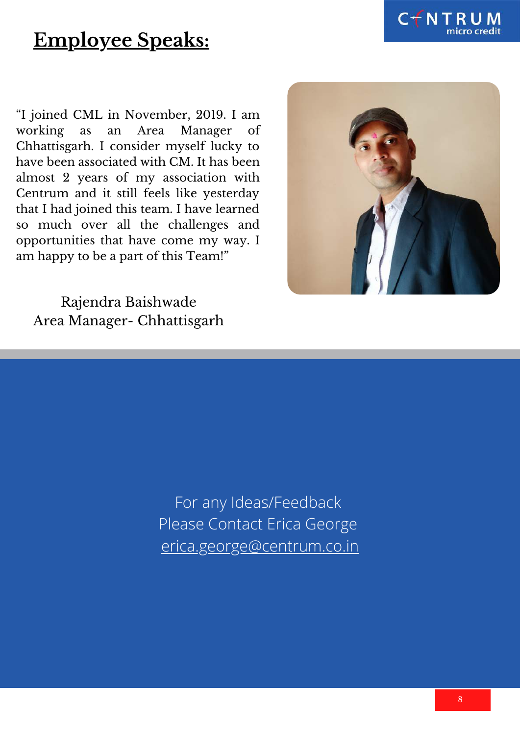# Employee Speaks:

"I joined CML in November, 2019. I am working as an Area Manager of Chhattisgarh. I consider myself lucky to have been associated with CM. It has been almost 2 years of my association with Centrum and it still feels like yesterday that I had joined this team. I have learned so much over all the challenges and opportunities that have come my way. I am happy to be a part of this Team!"

Rajendra Baishwade
Area Manager- Chhattisgarh

For any Ideas/Feedback
Please Contact Erica George
erica.george@centrum.co.in